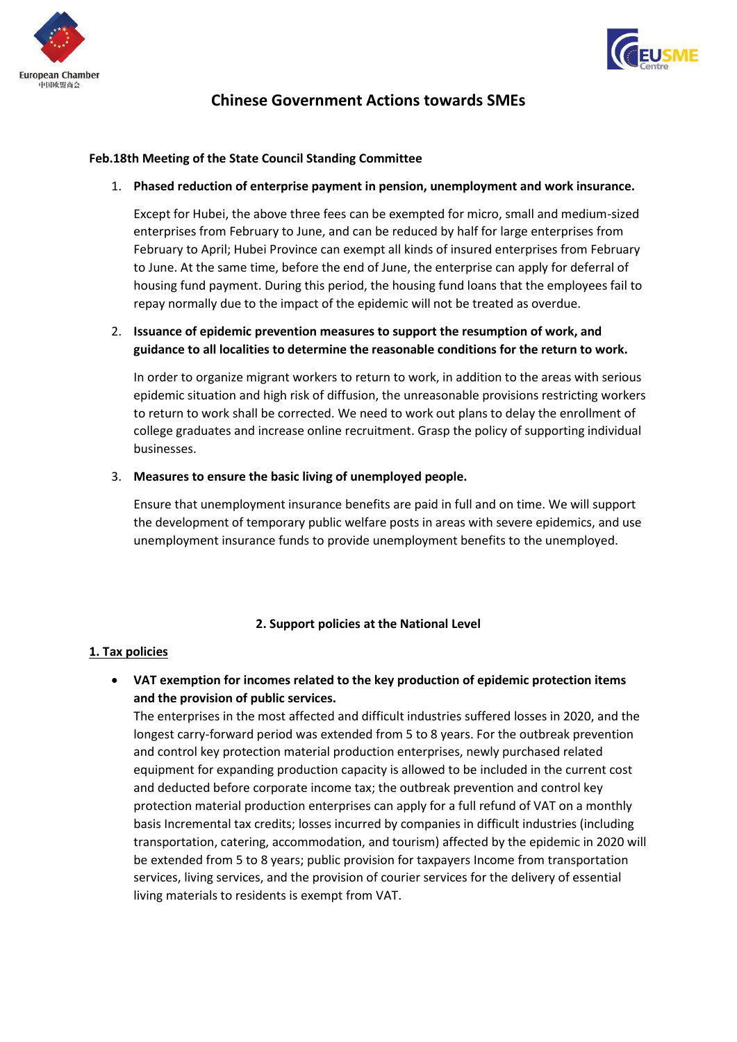# Chinese Government Actions towards SMEs

**Feb.18th Meeting of the State Council Standing Committee**

1. **Phased reduction of enterprise payment in pension, unemployment and work insurance.**

   Except for Hubei, the above three fees can be exempted for micro, small and medium-sized enterprises from February to June, and can be reduced by half for large enterprises from February to April; Hubei Province can exempt all kinds of insured enterprises from February to June. At the same time, before the end of June, the enterprise can apply for deferral of housing fund payment. During this period, the housing fund loans that the employees fail to repay normally due to the impact of the epidemic will not be treated as overdue.

2. **Issuance of epidemic prevention measures to support the resumption of work, and guidance to all localities to determine the reasonable conditions for the return to work.**

   In order to organize migrant workers to return to work, in addition to the areas with serious epidemic situation and high risk of diffusion, the unreasonable provisions restricting workers to return to work shall be corrected. We need to work out plans to delay the enrollment of college graduates and increase online recruitment. Grasp the policy of supporting individual businesses.

3. **Measures to ensure the basic living of unemployed people.**

   Ensure that unemployment insurance benefits are paid in full and on time. We will support the development of temporary public welfare posts in areas with severe epidemics, and use unemployment insurance funds to provide unemployment benefits to the unemployed.

## 2. Support policies at the National Level

### 1. Tax policies

- **VAT exemption for incomes related to the key production of epidemic protection items and the provision of public services.**
  The enterprises in the most affected and difficult industries suffered losses in 2020, and the longest carry-forward period was extended from 5 to 8 years. For the outbreak prevention and control key protection material production enterprises, newly purchased related equipment for expanding production capacity is allowed to be included in the current cost and deducted before corporate income tax; the outbreak prevention and control key protection material production enterprises can apply for a full refund of VAT on a monthly basis Incremental tax credits; losses incurred by companies in difficult industries (including transportation, catering, accommodation, and tourism) affected by the epidemic in 2020 will be extended from 5 to 8 years; public provision for taxpayers Income from transportation services, living services, and the provision of courier services for the delivery of essential living materials to residents is exempt from VAT.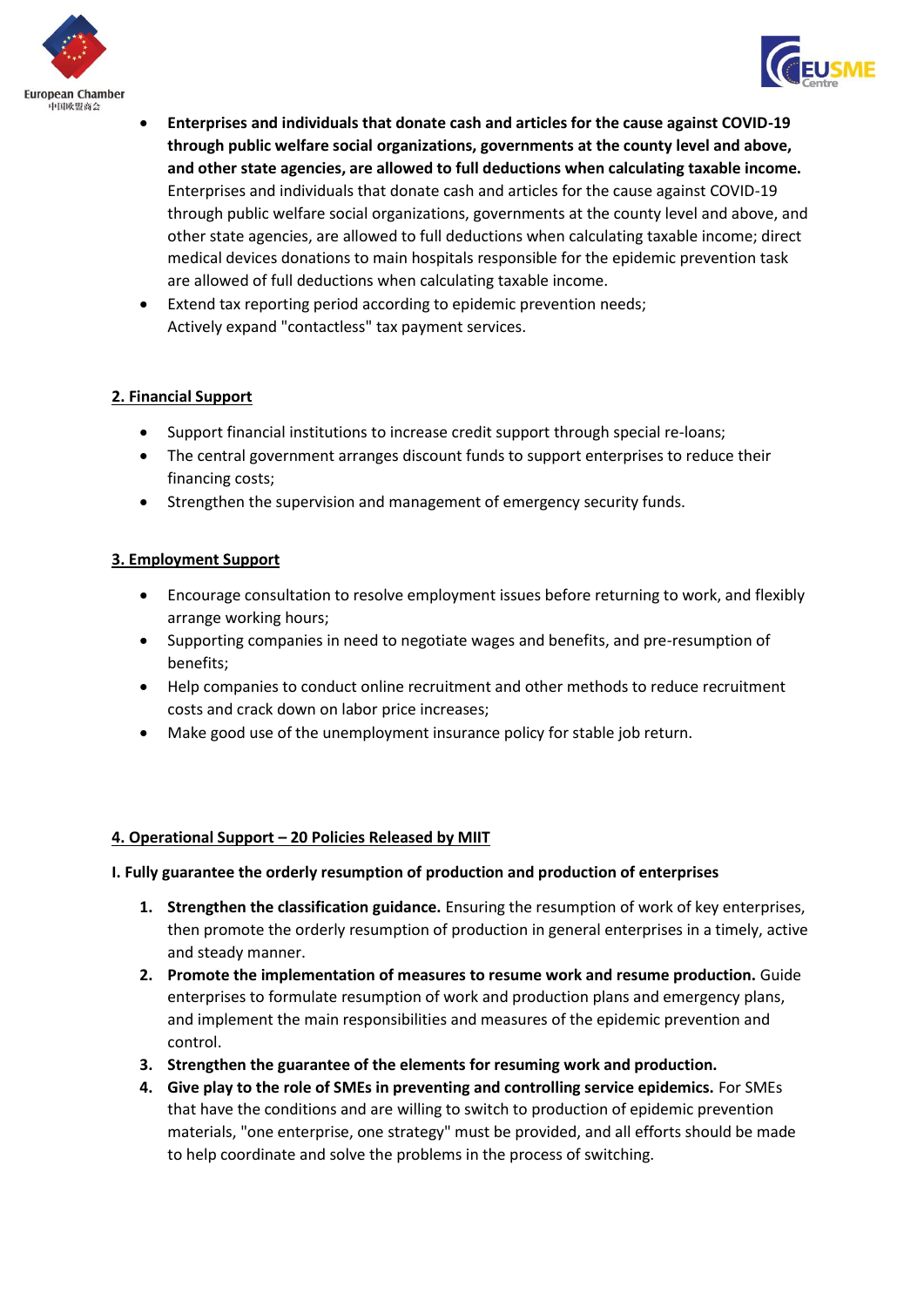- **Enterprises and individuals that donate cash and articles for the cause against COVID-19 through public welfare social organizations, governments at the county level and above, and other state agencies, are allowed to full deductions when calculating taxable income.** Enterprises and individuals that donate cash and articles for the cause against COVID-19 through public welfare social organizations, governments at the county level and above, and other state agencies, are allowed to full deductions when calculating taxable income; direct medical devices donations to main hospitals responsible for the epidemic prevention task are allowed of full deductions when calculating taxable income.
- Extend tax reporting period according to epidemic prevention needs;
  Actively expand "contactless" tax payment services.

## 2. Financial Support

- Support financial institutions to increase credit support through special re-loans;
- The central government arranges discount funds to support enterprises to reduce their financing costs;
- Strengthen the supervision and management of emergency security funds.

## 3. Employment Support

- Encourage consultation to resolve employment issues before returning to work, and flexibly arrange working hours;
- Supporting companies in need to negotiate wages and benefits, and pre-resumption of benefits;
- Help companies to conduct online recruitment and other methods to reduce recruitment costs and crack down on labor price increases;
- Make good use of the unemployment insurance policy for stable job return.

## 4. Operational Support – 20 Policies Released by MIIT

**I. Fully guarantee the orderly resumption of production and production of enterprises**

1. **Strengthen the classification guidance.** Ensuring the resumption of work of key enterprises, then promote the orderly resumption of production in general enterprises in a timely, active and steady manner.
2. **Promote the implementation of measures to resume work and resume production.** Guide enterprises to formulate resumption of work and production plans and emergency plans, and implement the main responsibilities and measures of the epidemic prevention and control.
3. **Strengthen the guarantee of the elements for resuming work and production.**
4. **Give play to the role of SMEs in preventing and controlling service epidemics.** For SMEs that have the conditions and are willing to switch to production of epidemic prevention materials, "one enterprise, one strategy" must be provided, and all efforts should be made to help coordinate and solve the problems in the process of switching.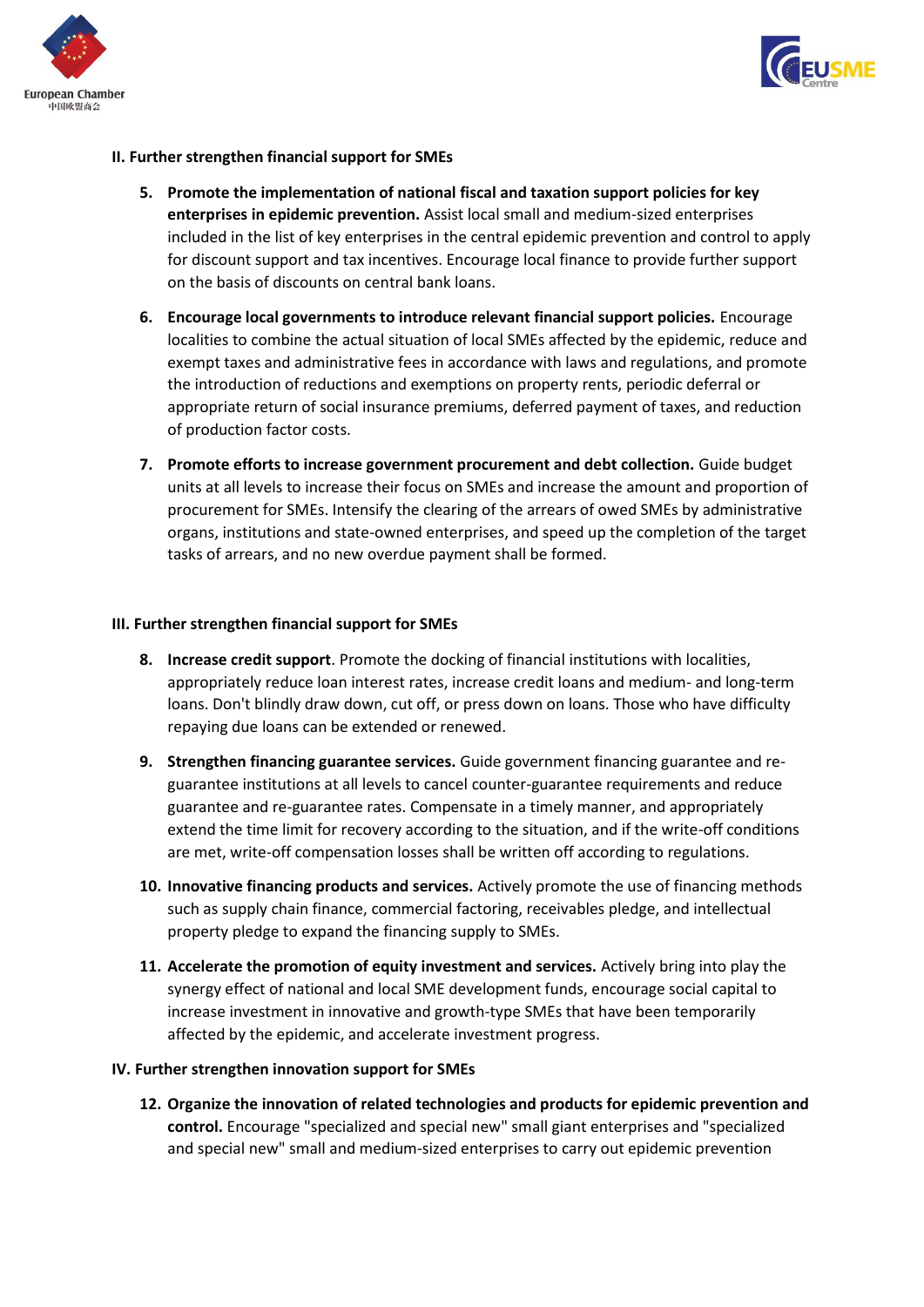## II. Further strengthen financial support for SMEs

5. **Promote the implementation of national fiscal and taxation support policies for key enterprises in epidemic prevention.** Assist local small and medium-sized enterprises included in the list of key enterprises in the central epidemic prevention and control to apply for discount support and tax incentives. Encourage local finance to provide further support on the basis of discounts on central bank loans.

6. **Encourage local governments to introduce relevant financial support policies.** Encourage localities to combine the actual situation of local SMEs affected by the epidemic, reduce and exempt taxes and administrative fees in accordance with laws and regulations, and promote the introduction of reductions and exemptions on property rents, periodic deferral or appropriate return of social insurance premiums, deferred payment of taxes, and reduction of production factor costs.

7. **Promote efforts to increase government procurement and debt collection.** Guide budget units at all levels to increase their focus on SMEs and increase the amount and proportion of procurement for SMEs. Intensify the clearing of the arrears of owed SMEs by administrative organs, institutions and state-owned enterprises, and speed up the completion of the target tasks of arrears, and no new overdue payment shall be formed.

## III. Further strengthen financial support for SMEs

8. **Increase credit support**. Promote the docking of financial institutions with localities, appropriately reduce loan interest rates, increase credit loans and medium- and long-term loans. Don't blindly draw down, cut off, or press down on loans. Those who have difficulty repaying due loans can be extended or renewed.

9. **Strengthen financing guarantee services.** Guide government financing guarantee and re-guarantee institutions at all levels to cancel counter-guarantee requirements and reduce guarantee and re-guarantee rates. Compensate in a timely manner, and appropriately extend the time limit for recovery according to the situation, and if the write-off conditions are met, write-off compensation losses shall be written off according to regulations.

10. **Innovative financing products and services.** Actively promote the use of financing methods such as supply chain finance, commercial factoring, receivables pledge, and intellectual property pledge to expand the financing supply to SMEs.

11. **Accelerate the promotion of equity investment and services.** Actively bring into play the synergy effect of national and local SME development funds, encourage social capital to increase investment in innovative and growth-type SMEs that have been temporarily affected by the epidemic, and accelerate investment progress.

## IV. Further strengthen innovation support for SMEs

12. **Organize the innovation of related technologies and products for epidemic prevention and control.** Encourage "specialized and special new" small giant enterprises and "specialized and special new" small and medium-sized enterprises to carry out epidemic prevention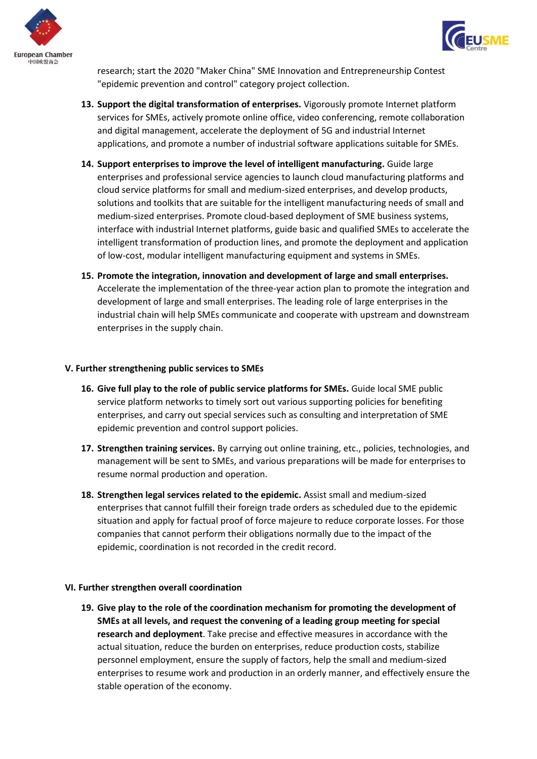research; start the 2020 "Maker China" SME Innovation and Entrepreneurship Contest "epidemic prevention and control" category project collection.

13. **Support the digital transformation of enterprises.** Vigorously promote Internet platform services for SMEs, actively promote online office, video conferencing, remote collaboration and digital management, accelerate the deployment of 5G and industrial Internet applications, and promote a number of industrial software applications suitable for SMEs.

14. **Support enterprises to improve the level of intelligent manufacturing.** Guide large enterprises and professional service agencies to launch cloud manufacturing platforms and cloud service platforms for small and medium-sized enterprises, and develop products, solutions and toolkits that are suitable for the intelligent manufacturing needs of small and medium-sized enterprises. Promote cloud-based deployment of SME business systems, interface with industrial Internet platforms, guide basic and qualified SMEs to accelerate the intelligent transformation of production lines, and promote the deployment and application of low-cost, modular intelligent manufacturing equipment and systems in SMEs.

15. **Promote the integration, innovation and development of large and small enterprises.** Accelerate the implementation of the three-year action plan to promote the integration and development of large and small enterprises. The leading role of large enterprises in the industrial chain will help SMEs communicate and cooperate with upstream and downstream enterprises in the supply chain.

**V. Further strengthening public services to SMEs**

16. **Give full play to the role of public service platforms for SMEs.** Guide local SME public service platform networks to timely sort out various supporting policies for benefiting enterprises, and carry out special services such as consulting and interpretation of SME epidemic prevention and control support policies.

17. **Strengthen training services.** By carrying out online training, etc., policies, technologies, and management will be sent to SMEs, and various preparations will be made for enterprises to resume normal production and operation.

18. **Strengthen legal services related to the epidemic.** Assist small and medium-sized enterprises that cannot fulfill their foreign trade orders as scheduled due to the epidemic situation and apply for factual proof of force majeure to reduce corporate losses. For those companies that cannot perform their obligations normally due to the impact of the epidemic, coordination is not recorded in the credit record.

**VI. Further strengthen overall coordination**

19. **Give play to the role of the coordination mechanism for promoting the development of SMEs at all levels, and request the convening of a leading group meeting for special research and deployment**. Take precise and effective measures in accordance with the actual situation, reduce the burden on enterprises, reduce production costs, stabilize personnel employment, ensure the supply of factors, help the small and medium-sized enterprises to resume work and production in an orderly manner, and effectively ensure the stable operation of the economy.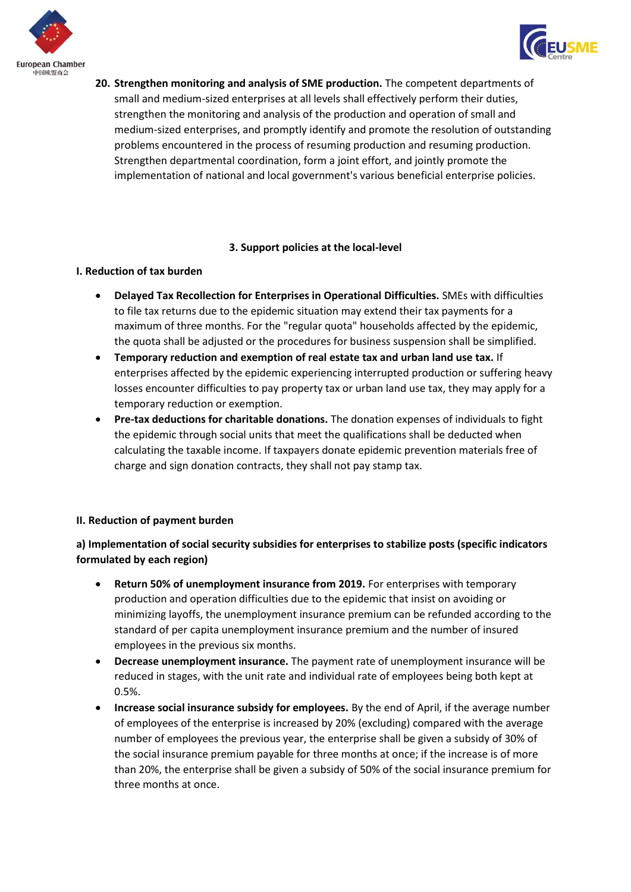20. **Strengthen monitoring and analysis of SME production.** The competent departments of small and medium-sized enterprises at all levels shall effectively perform their duties, strengthen the monitoring and analysis of the production and operation of small and medium-sized enterprises, and promptly identify and promote the resolution of outstanding problems encountered in the process of resuming production and resuming production. Strengthen departmental coordination, form a joint effort, and jointly promote the implementation of national and local government's various beneficial enterprise policies.

## 3. Support policies at the local-level

### I. Reduction of tax burden

- **Delayed Tax Recollection for Enterprises in Operational Difficulties.** SMEs with difficulties to file tax returns due to the epidemic situation may extend their tax payments for a maximum of three months. For the "regular quota" households affected by the epidemic, the quota shall be adjusted or the procedures for business suspension shall be simplified.
- **Temporary reduction and exemption of real estate tax and urban land use tax.** If enterprises affected by the epidemic experiencing interrupted production or suffering heavy losses encounter difficulties to pay property tax or urban land use tax, they may apply for a temporary reduction or exemption.
- **Pre-tax deductions for charitable donations.** The donation expenses of individuals to fight the epidemic through social units that meet the qualifications shall be deducted when calculating the taxable income. If taxpayers donate epidemic prevention materials free of charge and sign donation contracts, they shall not pay stamp tax.

### II. Reduction of payment burden

**a) Implementation of social security subsidies for enterprises to stabilize posts (specific indicators formulated by each region)**

- **Return 50% of unemployment insurance from 2019.** For enterprises with temporary production and operation difficulties due to the epidemic that insist on avoiding or minimizing layoffs, the unemployment insurance premium can be refunded according to the standard of per capita unemployment insurance premium and the number of insured employees in the previous six months.
- **Decrease unemployment insurance.** The payment rate of unemployment insurance will be reduced in stages, with the unit rate and individual rate of employees being both kept at 0.5%.
- **Increase social insurance subsidy for employees.** By the end of April, if the average number of employees of the enterprise is increased by 20% (excluding) compared with the average number of employees the previous year, the enterprise shall be given a subsidy of 30% of the social insurance premium payable for three months at once; if the increase is of more than 20%, the enterprise shall be given a subsidy of 50% of the social insurance premium for three months at once.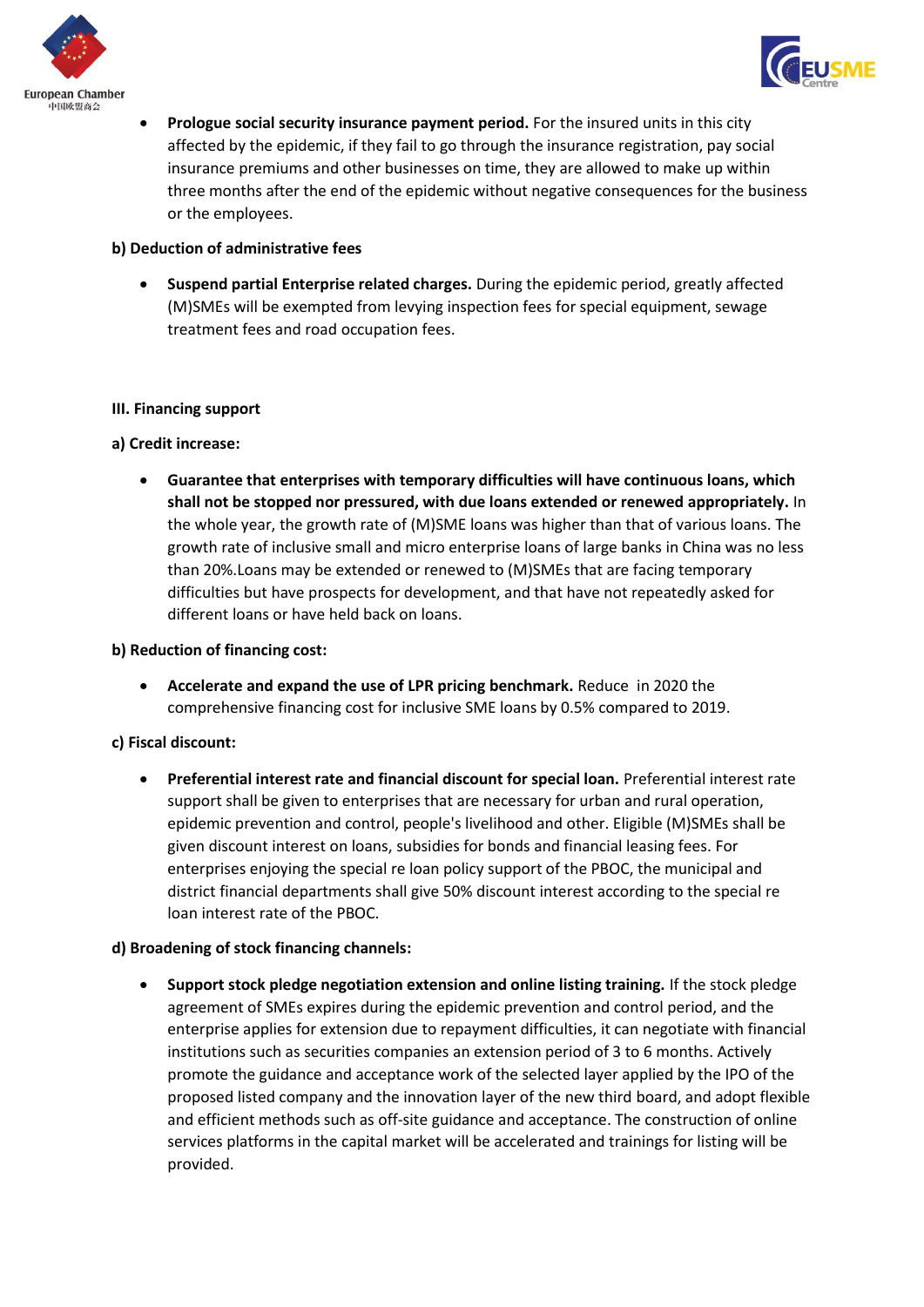- **Prologue social security insurance payment period.** For the insured units in this city affected by the epidemic, if they fail to go through the insurance registration, pay social insurance premiums and other businesses on time, they are allowed to make up within three months after the end of the epidemic without negative consequences for the business or the employees.

**b) Deduction of administrative fees**

- **Suspend partial Enterprise related charges.** During the epidemic period, greatly affected (M)SMEs will be exempted from levying inspection fees for special equipment, sewage treatment fees and road occupation fees.

**III. Financing support**

**a) Credit increase:**

- **Guarantee that enterprises with temporary difficulties will have continuous loans, which shall not be stopped nor pressured, with due loans extended or renewed appropriately.** In the whole year, the growth rate of (M)SME loans was higher than that of various loans. The growth rate of inclusive small and micro enterprise loans of large banks in China was no less than 20%.Loans may be extended or renewed to (M)SMEs that are facing temporary difficulties but have prospects for development, and that have not repeatedly asked for different loans or have held back on loans.

**b) Reduction of financing cost:**

- **Accelerate and expand the use of LPR pricing benchmark.** Reduce in 2020 the comprehensive financing cost for inclusive SME loans by 0.5% compared to 2019.

**c) Fiscal discount:**

- **Preferential interest rate and financial discount for special loan.** Preferential interest rate support shall be given to enterprises that are necessary for urban and rural operation, epidemic prevention and control, people's livelihood and other. Eligible (M)SMEs shall be given discount interest on loans, subsidies for bonds and financial leasing fees. For enterprises enjoying the special re loan policy support of the PBOC, the municipal and district financial departments shall give 50% discount interest according to the special re loan interest rate of the PBOC.

**d) Broadening of stock financing channels:**

- **Support stock pledge negotiation extension and online listing training.** If the stock pledge agreement of SMEs expires during the epidemic prevention and control period, and the enterprise applies for extension due to repayment difficulties, it can negotiate with financial institutions such as securities companies an extension period of 3 to 6 months. Actively promote the guidance and acceptance work of the selected layer applied by the IPO of the proposed listed company and the innovation layer of the new third board, and adopt flexible and efficient methods such as off-site guidance and acceptance. The construction of online services platforms in the capital market will be accelerated and trainings for listing will be provided.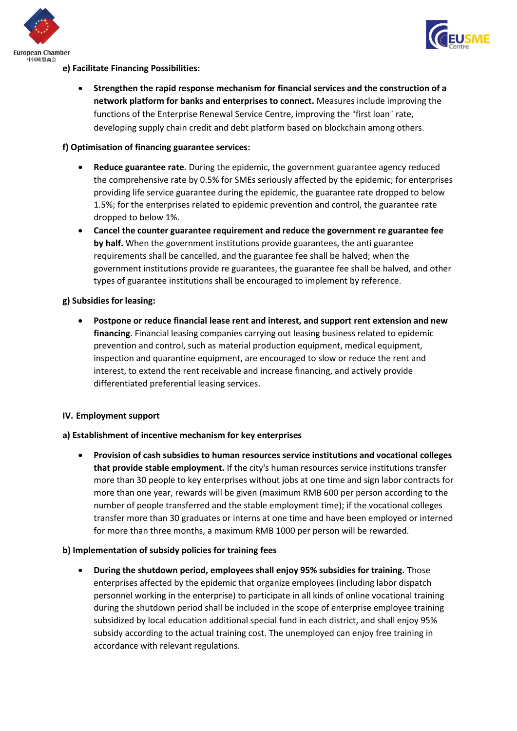**e) Facilitate Financing Possibilities:**

- **Strengthen the rapid response mechanism for financial services and the construction of a network platform for banks and enterprises to connect.** Measures include improving the functions of the Enterprise Renewal Service Centre, improving the "first loan" rate, developing supply chain credit and debt platform based on blockchain among others.

**f) Optimisation of financing guarantee services:**

- **Reduce guarantee rate.** During the epidemic, the government guarantee agency reduced the comprehensive rate by 0.5% for SMEs seriously affected by the epidemic; for enterprises providing life service guarantee during the epidemic, the guarantee rate dropped to below 1.5%; for the enterprises related to epidemic prevention and control, the guarantee rate dropped to below 1%.
- **Cancel the counter guarantee requirement and reduce the government re guarantee fee by half.** When the government institutions provide guarantees, the anti guarantee requirements shall be cancelled, and the guarantee fee shall be halved; when the government institutions provide re guarantees, the guarantee fee shall be halved, and other types of guarantee institutions shall be encouraged to implement by reference.

**g) Subsidies for leasing:**

- **Postpone or reduce financial lease rent and interest, and support rent extension and new financing**. Financial leasing companies carrying out leasing business related to epidemic prevention and control, such as material production equipment, medical equipment, inspection and quarantine equipment, are encouraged to slow or reduce the rent and interest, to extend the rent receivable and increase financing, and actively provide differentiated preferential leasing services.

**IV. Employment support**

**a) Establishment of incentive mechanism for key enterprises**

- **Provision of cash subsidies to human resources service institutions and vocational colleges that provide stable employment.** If the city's human resources service institutions transfer more than 30 people to key enterprises without jobs at one time and sign labor contracts for more than one year, rewards will be given (maximum RMB 600 per person according to the number of people transferred and the stable employment time); if the vocational colleges transfer more than 30 graduates or interns at one time and have been employed or interned for more than three months, a maximum RMB 1000 per person will be rewarded.

**b) Implementation of subsidy policies for training fees**

- **During the shutdown period, employees shall enjoy 95% subsidies for training.** Those enterprises affected by the epidemic that organize employees (including labor dispatch personnel working in the enterprise) to participate in all kinds of online vocational training during the shutdown period shall be included in the scope of enterprise employee training subsidized by local education additional special fund in each district, and shall enjoy 95% subsidy according to the actual training cost. The unemployed can enjoy free training in accordance with relevant regulations.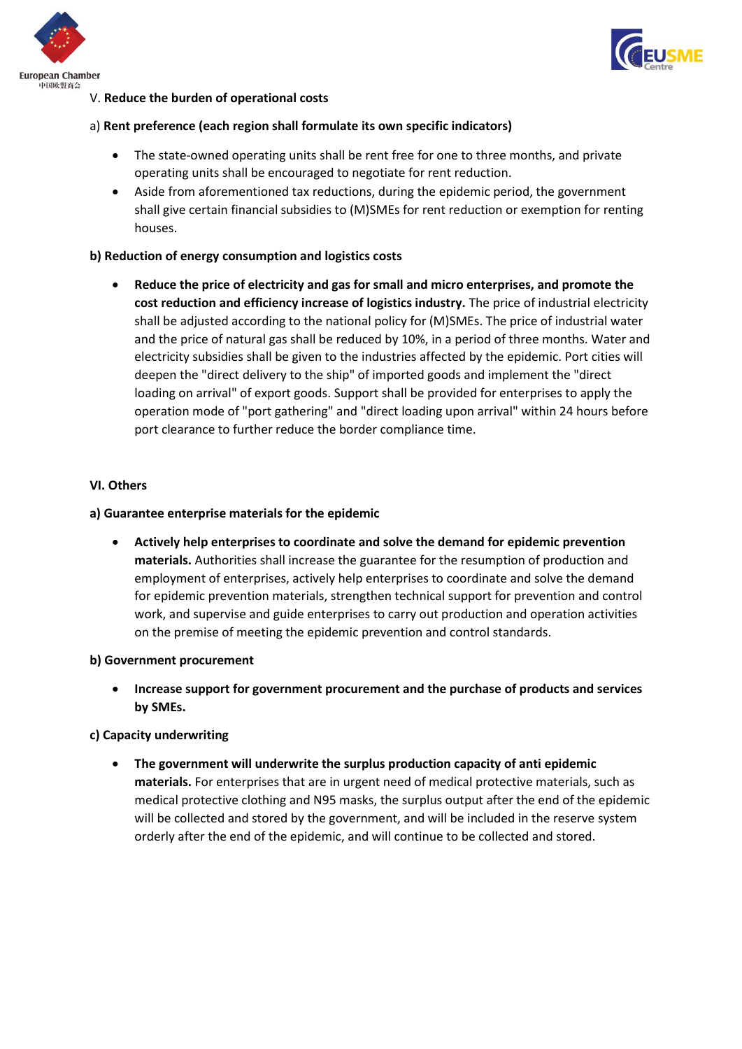## V. **Reduce the burden of operational costs**

### a) **Rent preference (each region shall formulate its own specific indicators)**

- The state-owned operating units shall be rent free for one to three months, and private operating units shall be encouraged to negotiate for rent reduction.
- Aside from aforementioned tax reductions, during the epidemic period, the government shall give certain financial subsidies to (M)SMEs for rent reduction or exemption for renting houses.

### b) Reduction of energy consumption and logistics costs

- **Reduce the price of electricity and gas for small and micro enterprises, and promote the cost reduction and efficiency increase of logistics industry.** The price of industrial electricity shall be adjusted according to the national policy for (M)SMEs. The price of industrial water and the price of natural gas shall be reduced by 10%, in a period of three months. Water and electricity subsidies shall be given to the industries affected by the epidemic. Port cities will deepen the "direct delivery to the ship" of imported goods and implement the "direct loading on arrival" of export goods. Support shall be provided for enterprises to apply the operation mode of "port gathering" and "direct loading upon arrival" within 24 hours before port clearance to further reduce the border compliance time.

## VI. Others

### a) Guarantee enterprise materials for the epidemic

- **Actively help enterprises to coordinate and solve the demand for epidemic prevention materials.** Authorities shall increase the guarantee for the resumption of production and employment of enterprises, actively help enterprises to coordinate and solve the demand for epidemic prevention materials, strengthen technical support for prevention and control work, and supervise and guide enterprises to carry out production and operation activities on the premise of meeting the epidemic prevention and control standards.

### b) Government procurement

- **Increase support for government procurement and the purchase of products and services by SMEs.**

### c) Capacity underwriting

- **The government will underwrite the surplus production capacity of anti epidemic materials.** For enterprises that are in urgent need of medical protective materials, such as medical protective clothing and N95 masks, the surplus output after the end of the epidemic will be collected and stored by the government, and will be included in the reserve system orderly after the end of the epidemic, and will continue to be collected and stored.